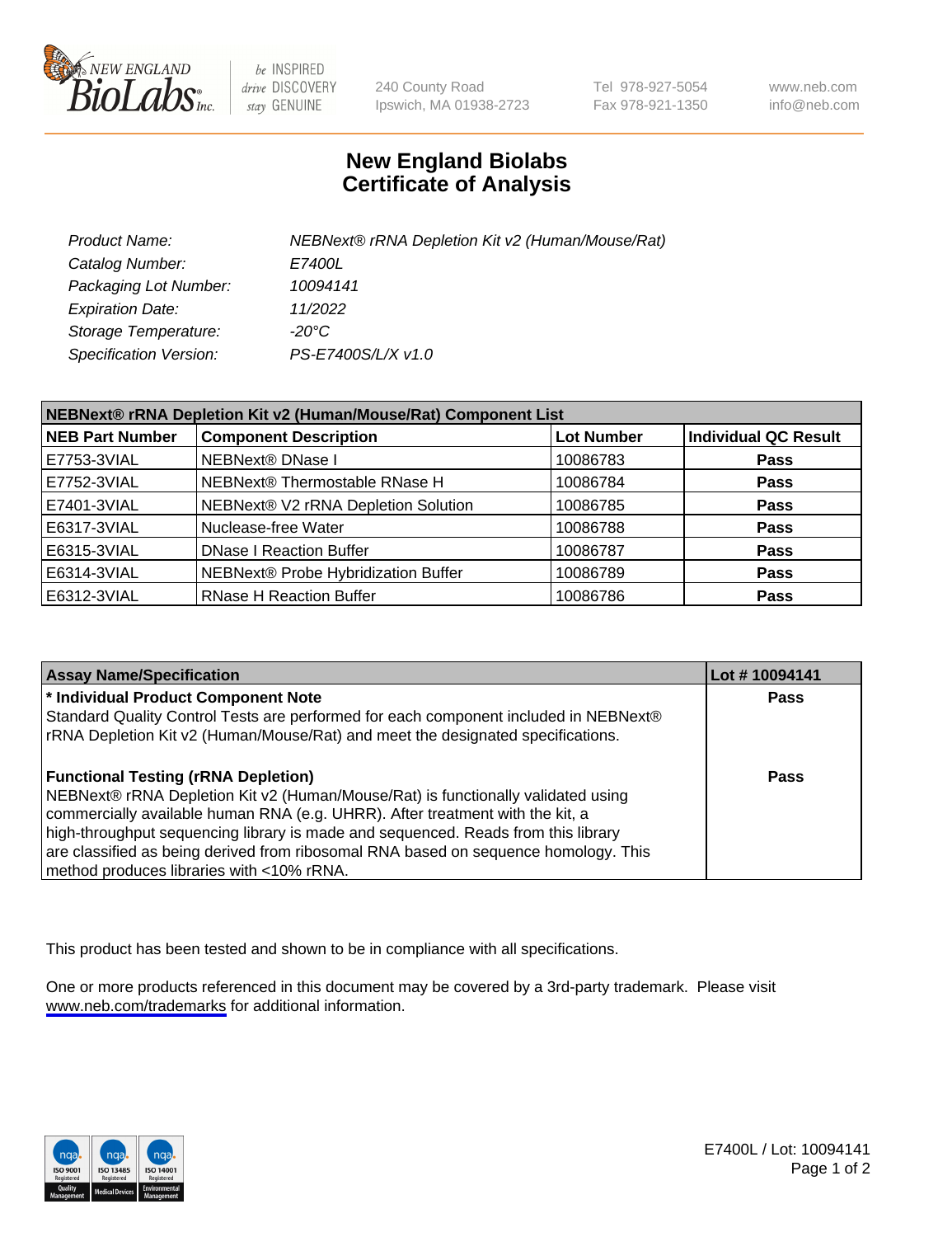New England Biolabs
be INSPIRED drive DISCOVERY stay GENUINE

240 County Road
Ipswich, MA 01938-2723

Tel 978-927-5054
Fax 978-921-1350

www.neb.com
info@neb.com

# New England Biolabs
# Certificate of Analysis

| | |
|---|---|
| *Product Name:* | *NEBNext® rRNA Depletion Kit v2 (Human/Mouse/Rat)* |
| *Catalog Number:* | *E7400L* |
| *Packaging Lot Number:* | *10094141* |
| *Expiration Date:* | *11/2022* |
| *Storage Temperature:* | *-20°C* |
| *Specification Version:* | *PS-E7400S/L/X v1.0* |

**NEBNext® rRNA Depletion Kit v2 (Human/Mouse/Rat) Component List**

| NEB Part Number | Component Description | Lot Number | Individual QC Result |
|---|---|---|---|
| E7753-3VIAL | NEBNext® DNase I | 10086783 | **Pass** |
| E7752-3VIAL | NEBNext® Thermostable RNase H | 10086784 | **Pass** |
| E7401-3VIAL | NEBNext® V2 rRNA Depletion Solution | 10086785 | **Pass** |
| E6317-3VIAL | Nuclease-free Water | 10086788 | **Pass** |
| E6315-3VIAL | DNase I Reaction Buffer | 10086787 | **Pass** |
| E6314-3VIAL | NEBNext® Probe Hybridization Buffer | 10086789 | **Pass** |
| E6312-3VIAL | RNase H Reaction Buffer | 10086786 | **Pass** |

| Assay Name/Specification | Lot # 10094141 |
|---|---|
| **\* Individual Product Component Note**<br>Standard Quality Control Tests are performed for each component included in NEBNext® rRNA Depletion Kit v2 (Human/Mouse/Rat) and meet the designated specifications. | **Pass** |
| **Functional Testing (rRNA Depletion)**<br>NEBNext® rRNA Depletion Kit v2 (Human/Mouse/Rat) is functionally validated using commercially available human RNA (e.g. UHRR). After treatment with the kit, a high-throughput sequencing library is made and sequenced. Reads from this library are classified as being derived from ribosomal RNA based on sequence homology. This method produces libraries with <10% rRNA. | **Pass** |

This product has been tested and shown to be in compliance with all specifications.

One or more products referenced in this document may be covered by a 3rd-party trademark. Please visit www.neb.com/trademarks for additional information.

E7400L / Lot: 10094141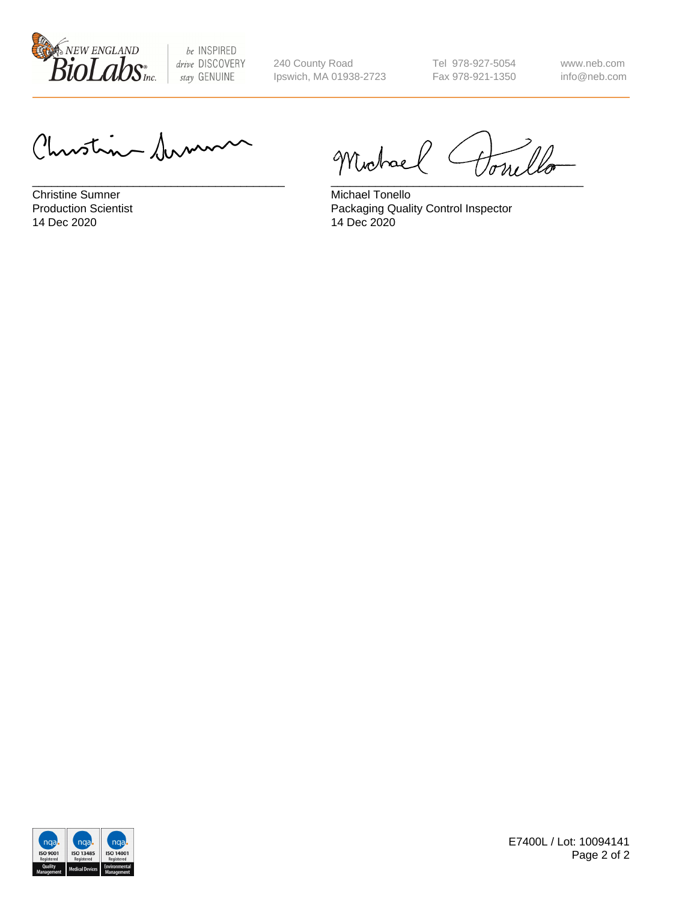240 County Road
Ipswich, MA 01938-2723

Tel 978-927-5054
Fax 978-921-1350

www.neb.com
info@neb.com

Christine Sumner
Production Scientist
14 Dec 2020

Michael Tonello
Packaging Quality Control Inspector
14 Dec 2020

E7400L / Lot: 10094141